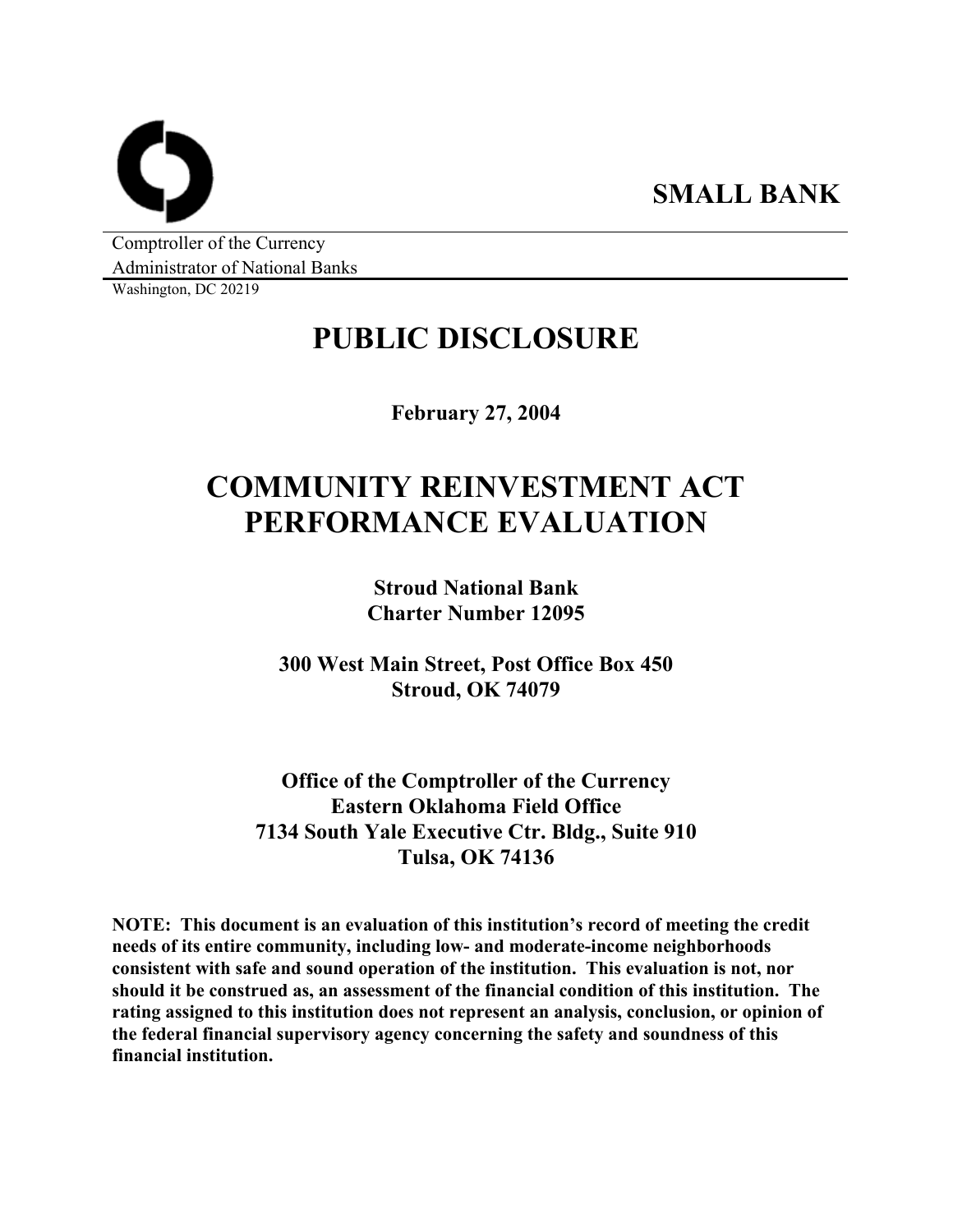**SMALL BANK**

Comptroller of the Currency
Administrator of National Banks
Washington, DC 20219

# PUBLIC DISCLOSURE

**February 27, 2004**

# COMMUNITY REINVESTMENT ACT PERFORMANCE EVALUATION

**Stroud National Bank**
**Charter Number 12095**

**300 West Main Street, Post Office Box 450**
**Stroud, OK 74079**

**Office of the Comptroller of the Currency**
**Eastern Oklahoma Field Office**
**7134 South Yale Executive Ctr. Bldg., Suite 910**
**Tulsa, OK 74136**

**NOTE: This document is an evaluation of this institution's record of meeting the credit needs of its entire community, including low- and moderate-income neighborhoods consistent with safe and sound operation of the institution. This evaluation is not, nor should it be construed as, an assessment of the financial condition of this institution. The rating assigned to this institution does not represent an analysis, conclusion, or opinion of the federal financial supervisory agency concerning the safety and soundness of this financial institution.**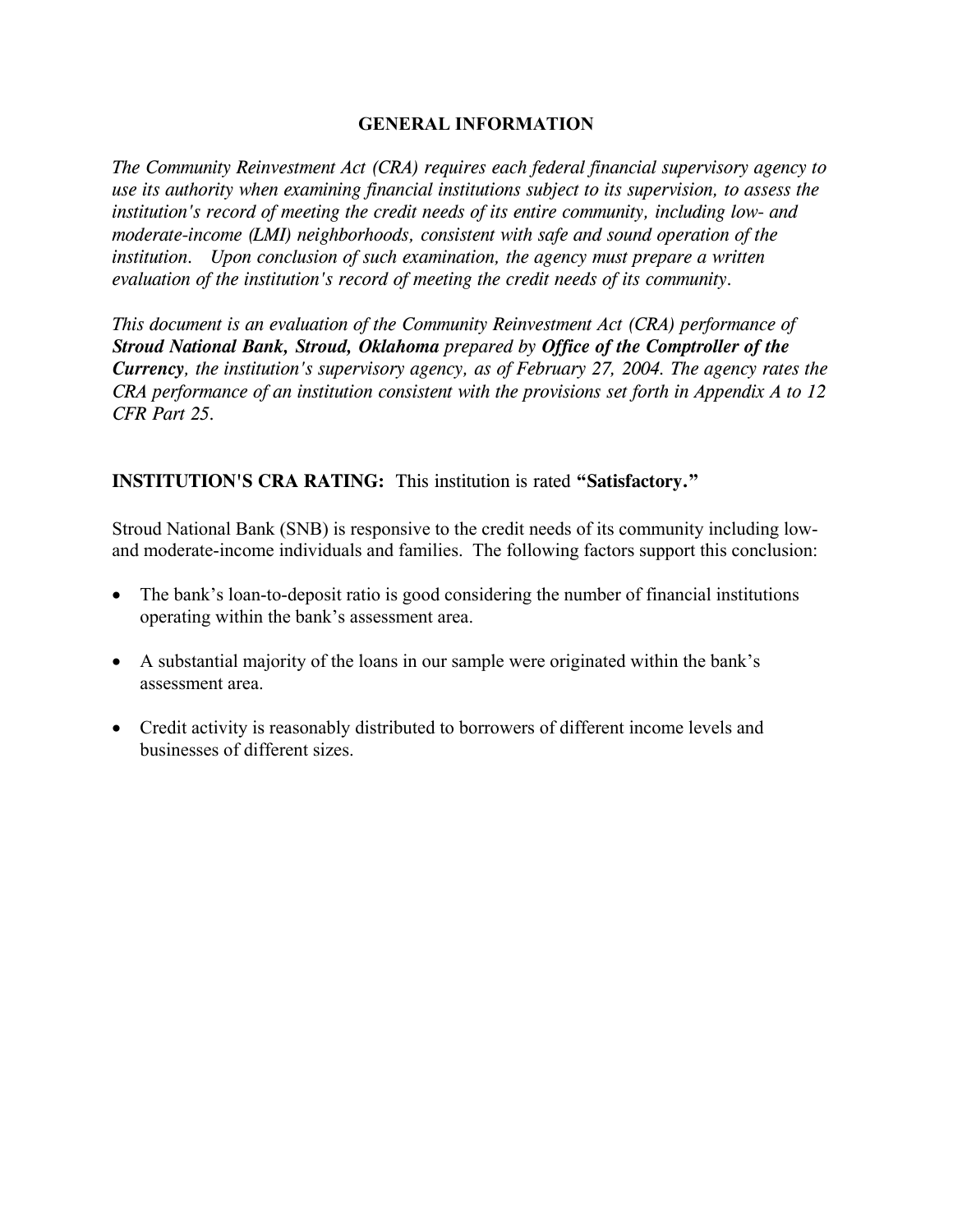## GENERAL INFORMATION

*The Community Reinvestment Act (CRA) requires each federal financial supervisory agency to use its authority when examining financial institutions subject to its supervision, to assess the institution's record of meeting the credit needs of its entire community, including low- and moderate-income (LMI) neighborhoods, consistent with safe and sound operation of the institution. Upon conclusion of such examination, the agency must prepare a written evaluation of the institution's record of meeting the credit needs of its community.*

*This document is an evaluation of the Community Reinvestment Act (CRA) performance of **Stroud National Bank, Stroud, Oklahoma** prepared by **Office of the Comptroller of the Currency**, the institution's supervisory agency, as of February 27, 2004. The agency rates the CRA performance of an institution consistent with the provisions set forth in Appendix A to 12 CFR Part 25.*

**INSTITUTION'S CRA RATING:** This institution is rated **"Satisfactory."**

Stroud National Bank (SNB) is responsive to the credit needs of its community including low- and moderate-income individuals and families. The following factors support this conclusion:

- The bank's loan-to-deposit ratio is good considering the number of financial institutions operating within the bank's assessment area.
- A substantial majority of the loans in our sample were originated within the bank's assessment area.
- Credit activity is reasonably distributed to borrowers of different income levels and businesses of different sizes.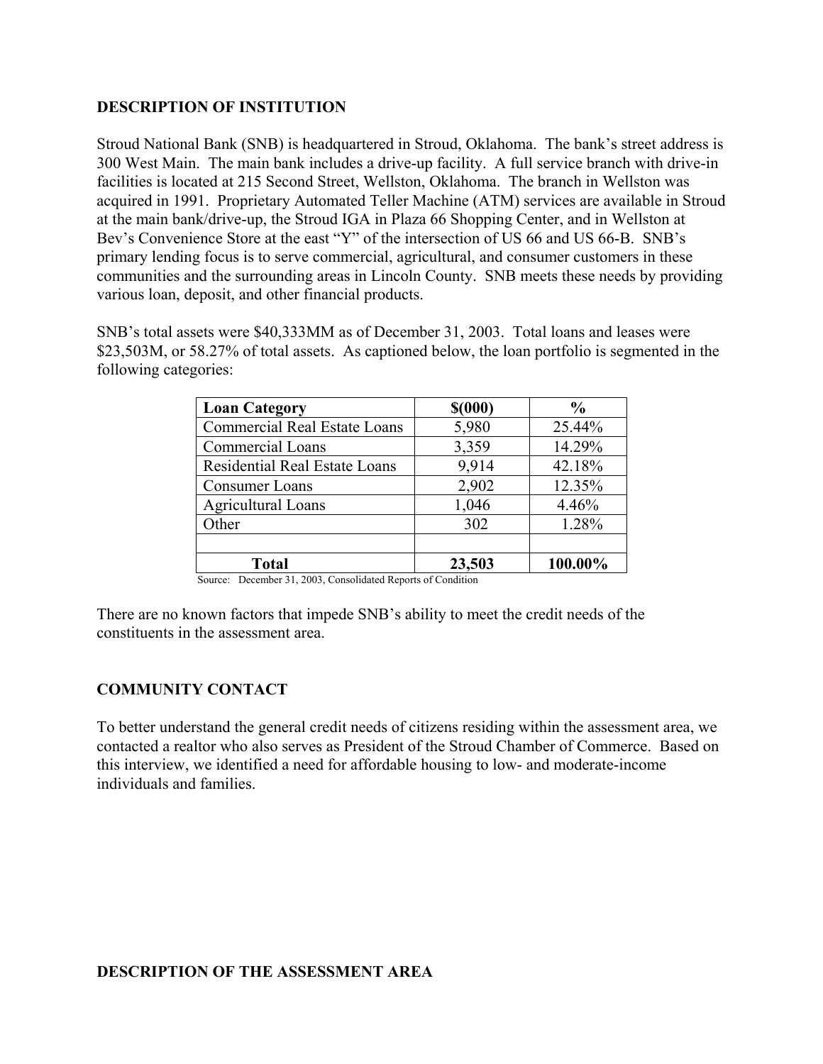## DESCRIPTION OF INSTITUTION

Stroud National Bank (SNB) is headquartered in Stroud, Oklahoma. The bank's street address is 300 West Main. The main bank includes a drive-up facility. A full service branch with drive-in facilities is located at 215 Second Street, Wellston, Oklahoma. The branch in Wellston was acquired in 1991. Proprietary Automated Teller Machine (ATM) services are available in Stroud at the main bank/drive-up, the Stroud IGA in Plaza 66 Shopping Center, and in Wellston at Bev's Convenience Store at the east "Y" of the intersection of US 66 and US 66-B. SNB's primary lending focus is to serve commercial, agricultural, and consumer customers in these communities and the surrounding areas in Lincoln County. SNB meets these needs by providing various loan, deposit, and other financial products.

SNB's total assets were $40,333MM as of December 31, 2003. Total loans and leases were $23,503M, or 58.27% of total assets. As captioned below, the loan portfolio is segmented in the following categories:

| Loan Category | $(000) | % |
|---|---|---|
| Commercial Real Estate Loans | 5,980 | 25.44% |
| Commercial Loans | 3,359 | 14.29% |
| Residential Real Estate Loans | 9,914 | 42.18% |
| Consumer Loans | 2,902 | 12.35% |
| Agricultural Loans | 1,046 | 4.46% |
| Other | 302 | 1.28% |
| | | |
| **Total** | **23,503** | **100.00%** |

Source: December 31, 2003, Consolidated Reports of Condition

There are no known factors that impede SNB's ability to meet the credit needs of the constituents in the assessment area.

## COMMUNITY CONTACT

To better understand the general credit needs of citizens residing within the assessment area, we contacted a realtor who also serves as President of the Stroud Chamber of Commerce. Based on this interview, we identified a need for affordable housing to low- and moderate-income individuals and families.

## DESCRIPTION OF THE ASSESSMENT AREA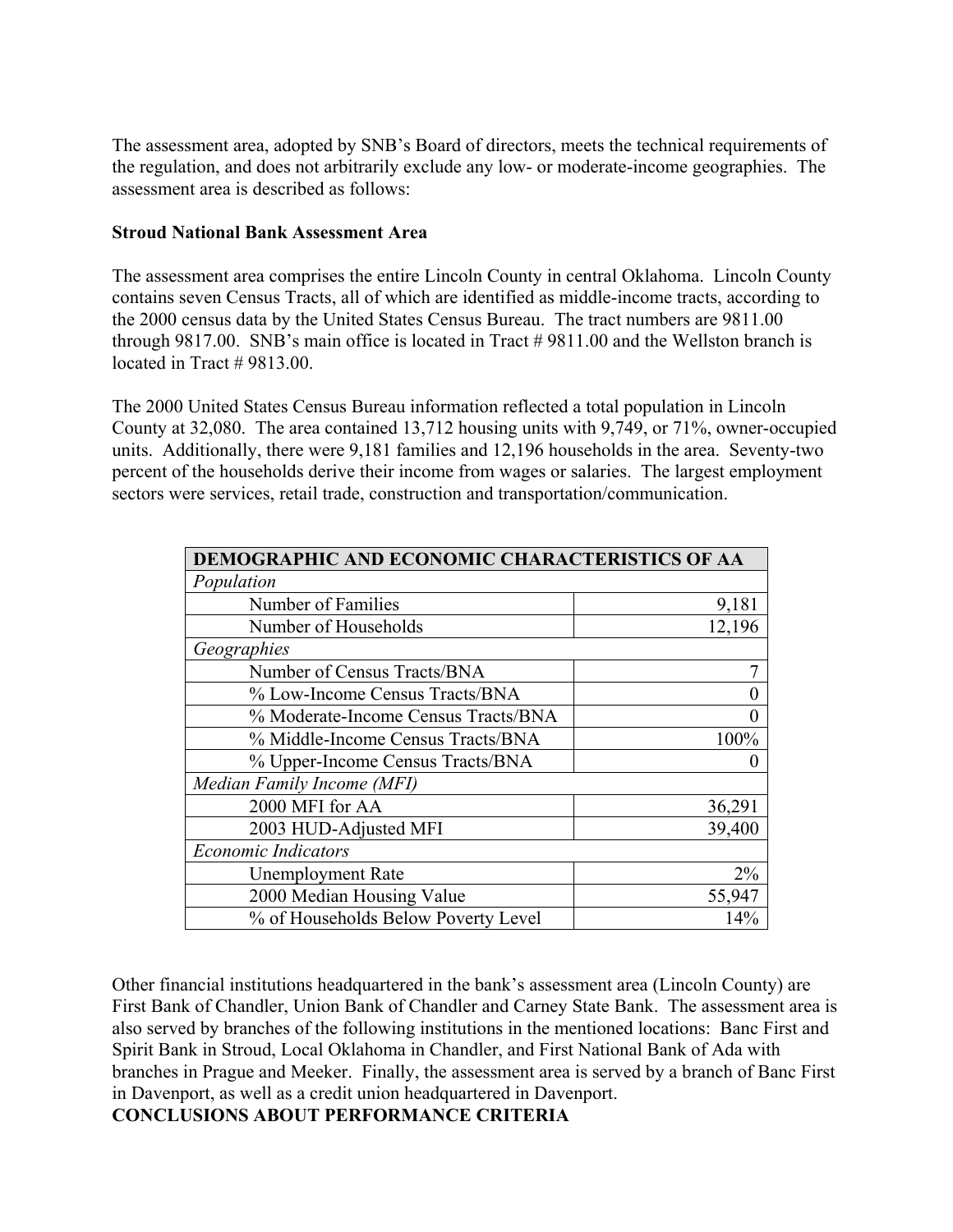The assessment area, adopted by SNB's Board of directors, meets the technical requirements of the regulation, and does not arbitrarily exclude any low- or moderate-income geographies. The assessment area is described as follows:

**Stroud National Bank Assessment Area**

The assessment area comprises the entire Lincoln County in central Oklahoma. Lincoln County contains seven Census Tracts, all of which are identified as middle-income tracts, according to the 2000 census data by the United States Census Bureau. The tract numbers are 9811.00 through 9817.00. SNB's main office is located in Tract # 9811.00 and the Wellston branch is located in Tract # 9813.00.

The 2000 United States Census Bureau information reflected a total population in Lincoln County at 32,080. The area contained 13,712 housing units with 9,749, or 71%, owner-occupied units. Additionally, there were 9,181 families and 12,196 households in the area. Seventy-two percent of the households derive their income from wages or salaries. The largest employment sectors were services, retail trade, construction and transportation/communication.

| **DEMOGRAPHIC AND ECONOMIC CHARACTERISTICS OF AA** | |
|---|---|
| *Population* | |
| Number of Families | 9,181 |
| Number of Households | 12,196 |
| *Geographies* | |
| Number of Census Tracts/BNA | 7 |
| % Low-Income Census Tracts/BNA | 0 |
| % Moderate-Income Census Tracts/BNA | 0 |
| % Middle-Income Census Tracts/BNA | 100% |
| % Upper-Income Census Tracts/BNA | 0 |
| *Median Family Income (MFI)* | |
| 2000 MFI for AA | 36,291 |
| 2003 HUD-Adjusted MFI | 39,400 |
| *Economic Indicators* | |
| Unemployment Rate | 2% |
| 2000 Median Housing Value | 55,947 |
| % of Households Below Poverty Level | 14% |

Other financial institutions headquartered in the bank's assessment area (Lincoln County) are First Bank of Chandler, Union Bank of Chandler and Carney State Bank. The assessment area is also served by branches of the following institutions in the mentioned locations: Banc First and Spirit Bank in Stroud, Local Oklahoma in Chandler, and First National Bank of Ada with branches in Prague and Meeker. Finally, the assessment area is served by a branch of Banc First in Davenport, as well as a credit union headquartered in Davenport.

**CONCLUSIONS ABOUT PERFORMANCE CRITERIA**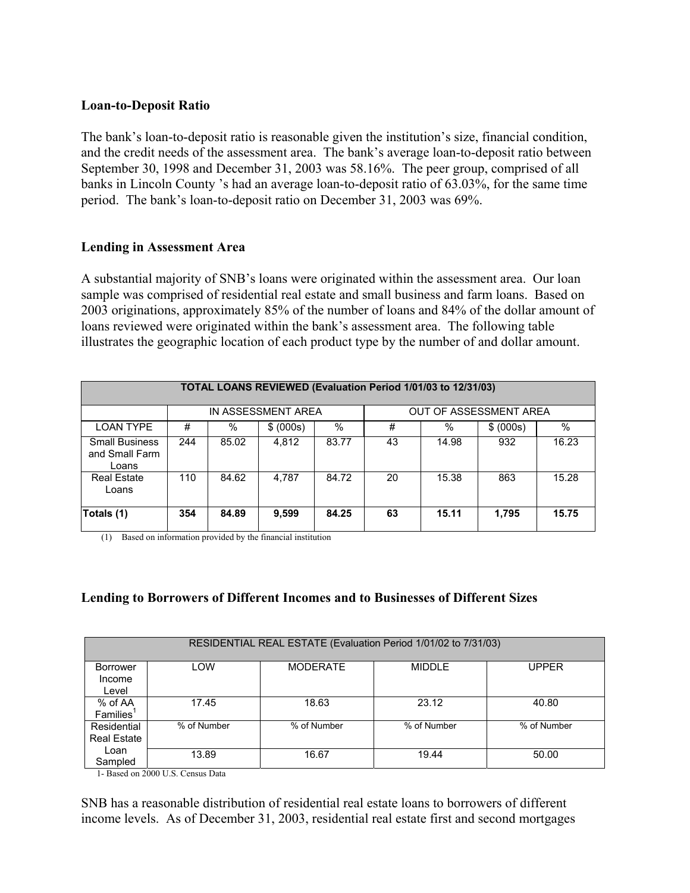**Loan-to-Deposit Ratio**

The bank's loan-to-deposit ratio is reasonable given the institution's size, financial condition, and the credit needs of the assessment area. The bank's average loan-to-deposit ratio between September 30, 1998 and December 31, 2003 was 58.16%. The peer group, comprised of all banks in Lincoln County 's had an average loan-to-deposit ratio of 63.03%, for the same time period. The bank's loan-to-deposit ratio on December 31, 2003 was 69%.

**Lending in Assessment Area**

A substantial majority of SNB's loans were originated within the assessment area. Our loan sample was comprised of residential real estate and small business and farm loans. Based on 2003 originations, approximately 85% of the number of loans and 84% of the dollar amount of loans reviewed were originated within the bank's assessment area. The following table illustrates the geographic location of each product type by the number of and dollar amount.

| TOTAL LOANS REVIEWED (Evaluation Period 1/01/03 to 12/31/03) | | | | | | | | |
|---|---|---|---|---|---|---|---|---|
| | IN ASSESSMENT AREA | | | | OUT OF ASSESSMENT AREA | | | |
| LOAN TYPE | # | % | $ (000s) | % | # | % | $ (000s) | % |
| Small Business and Small Farm Loans | 244 | 85.02 | 4,812 | 83.77 | 43 | 14.98 | 932 | 16.23 |
| Real Estate Loans | 110 | 84.62 | 4,787 | 84.72 | 20 | 15.38 | 863 | 15.28 |
| **Totals (1)** | **354** | **84.89** | **9,599** | **84.25** | **63** | **15.11** | **1,795** | **15.75** |

(1) Based on information provided by the financial institution

**Lending to Borrowers of Different Incomes and to Businesses of Different Sizes**

| RESIDENTIAL REAL ESTATE (Evaluation Period 1/01/02 to 7/31/03) | | | | |
|---|---|---|---|---|
| Borrower Income Level | LOW | MODERATE | MIDDLE | UPPER |
| % of AA Families[1] | 17.45 | 18.63 | 23.12 | 40.80 |
| Residential Real Estate Loan Sampled | % of Number | % of Number | % of Number | % of Number |
| | 13.89 | 16.67 | 19.44 | 50.00 |

1- Based on 2000 U.S. Census Data

SNB has a reasonable distribution of residential real estate loans to borrowers of different income levels. As of December 31, 2003, residential real estate first and second mortgages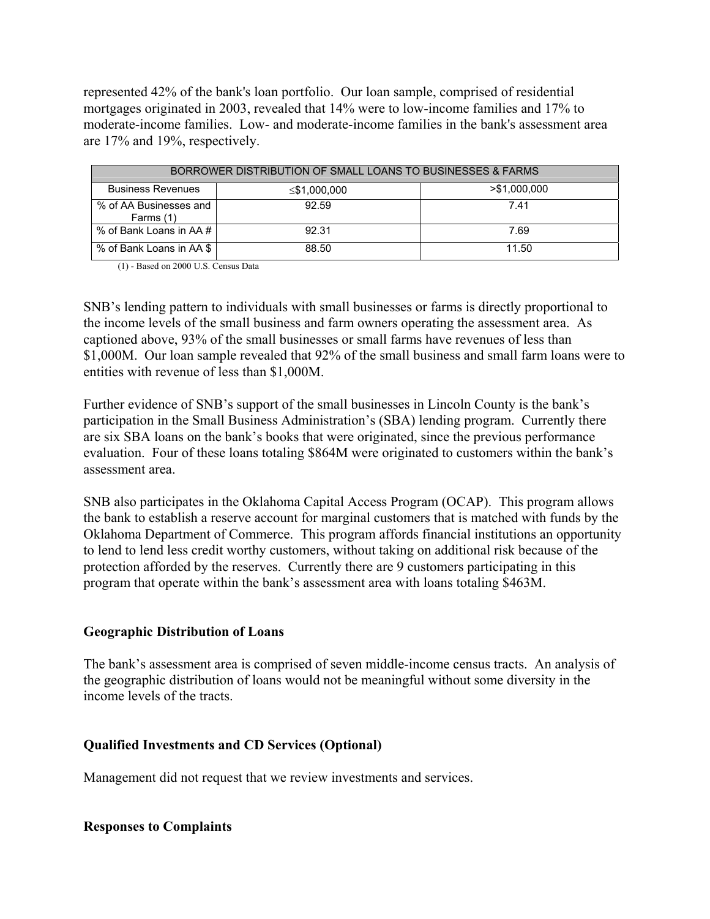represented 42% of the bank's loan portfolio. Our loan sample, comprised of residential mortgages originated in 2003, revealed that 14% were to low-income families and 17% to moderate-income families. Low- and moderate-income families in the bank's assessment area are 17% and 19%, respectively.

| BORROWER DISTRIBUTION OF SMALL LOANS TO BUSINESSES & FARMS | | |
|---|---|---|
| Business Revenues | ≤$1,000,000 | >$1,000,000 |
| % of AA Businesses and Farms (1) | 92.59 | 7.41 |
| % of Bank Loans in AA # | 92.31 | 7.69 |
| % of Bank Loans in AA $ | 88.50 | 11.50 |

(1) - Based on 2000 U.S. Census Data

SNB's lending pattern to individuals with small businesses or farms is directly proportional to the income levels of the small business and farm owners operating the assessment area. As captioned above, 93% of the small businesses or small farms have revenues of less than $1,000M. Our loan sample revealed that 92% of the small business and small farm loans were to entities with revenue of less than $1,000M.

Further evidence of SNB's support of the small businesses in Lincoln County is the bank's participation in the Small Business Administration's (SBA) lending program. Currently there are six SBA loans on the bank's books that were originated, since the previous performance evaluation. Four of these loans totaling $864M were originated to customers within the bank's assessment area.

SNB also participates in the Oklahoma Capital Access Program (OCAP). This program allows the bank to establish a reserve account for marginal customers that is matched with funds by the Oklahoma Department of Commerce. This program affords financial institutions an opportunity to lend to lend less credit worthy customers, without taking on additional risk because of the protection afforded by the reserves. Currently there are 9 customers participating in this program that operate within the bank's assessment area with loans totaling $463M.

**Geographic Distribution of Loans**

The bank's assessment area is comprised of seven middle-income census tracts. An analysis of the geographic distribution of loans would not be meaningful without some diversity in the income levels of the tracts.

**Qualified Investments and CD Services (Optional)**

Management did not request that we review investments and services.

**Responses to Complaints**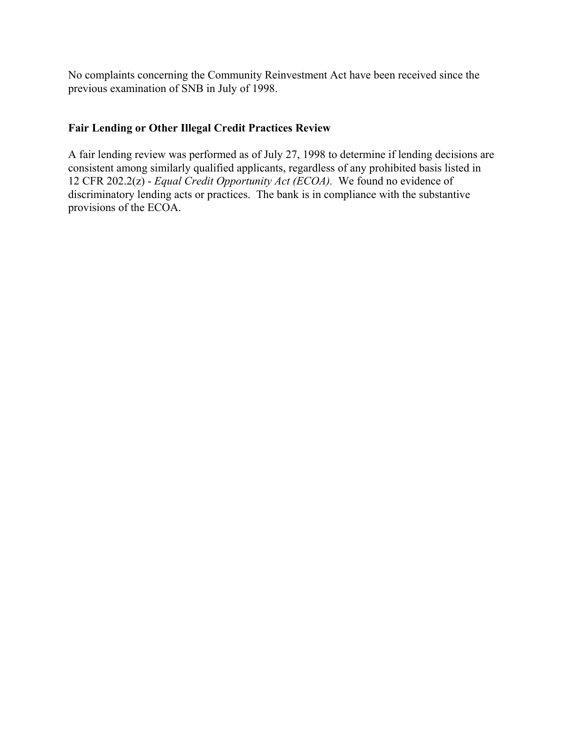No complaints concerning the Community Reinvestment Act have been received since the previous examination of SNB in July of 1998.

### Fair Lending or Other Illegal Credit Practices Review

A fair lending review was performed as of July 27, 1998 to determine if lending decisions are consistent among similarly qualified applicants, regardless of any prohibited basis listed in 12 CFR 202.2(z) - *Equal Credit Opportunity Act (ECOA).* We found no evidence of discriminatory lending acts or practices. The bank is in compliance with the substantive provisions of the ECOA.